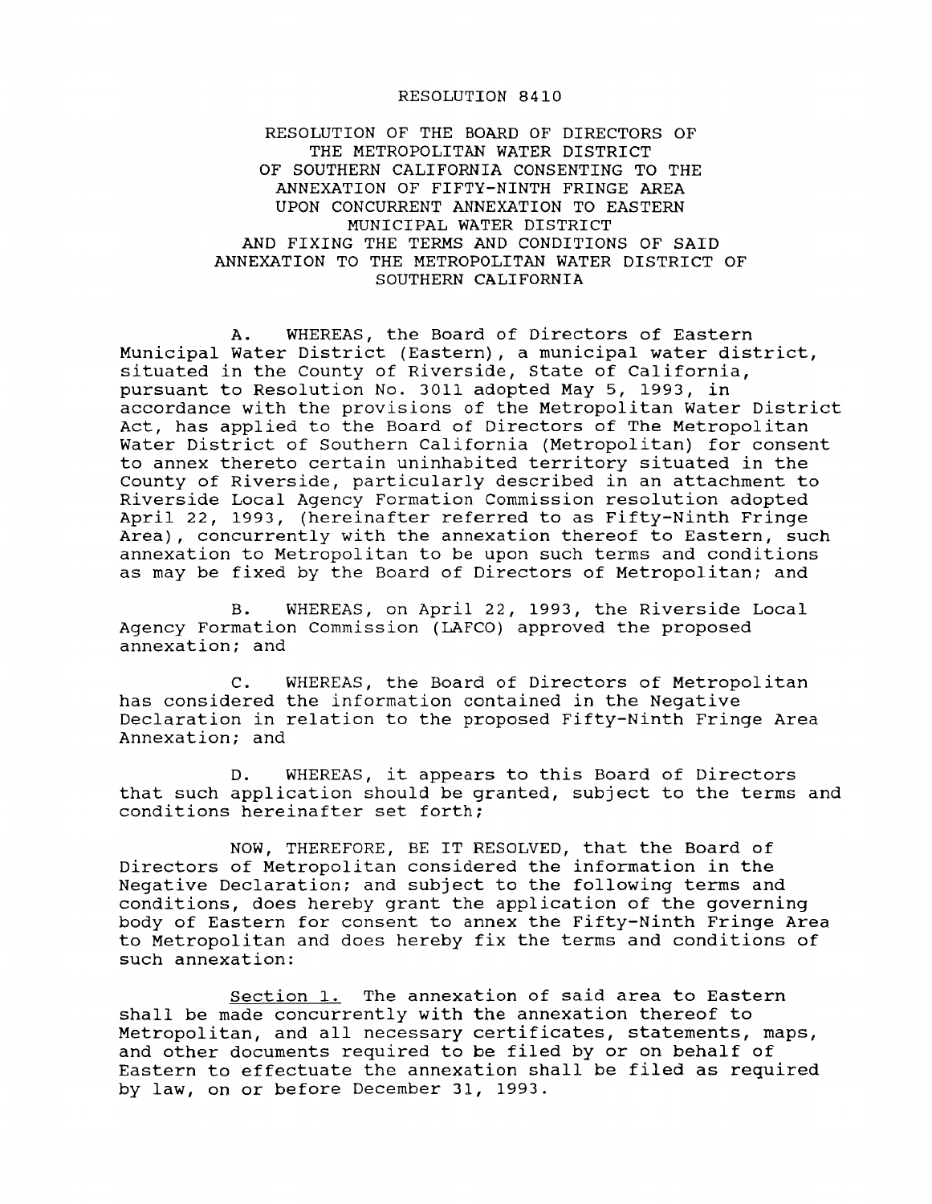# RESOLUTION 8410

## RESOLUTION OF THE BOARD OF DIRECTORS OF THE METROPOLITAN WATER DISTRICT OF SOUTHERN CALIFORNIA CONSENTING TO THE ANNEXATION OF FIFTY-NINTH FRINGE AREA UPON CONCURRENT ANNEXATION TO EASTERN MUNICIPAL WATER DISTRICT AND FIXING THE TERMS AND CONDITIONS OF SAID ANNEXATION TO THE METROPOLITAN WATER DISTRICT OF SOUTHERN CALIFORNIA

A. WHEREAS, the Board of Directors of Eastern Municipal Water District (Eastern), a municipal water district, situated in the County of Riverside, State of California, pursuant to Resolution No. 3011 adopted May 5, 1993, in accordance with the provisions of the Metropolitan Water District Act, has applied to the Board of Directors of The Metropolitan Water District of Southern California (Metropolitan) for consent to annex thereto certain uninhabited territory situated in the County of Riverside, particularly described in an attachment to Riverside Local Agency Formation Commission resolution adopted April 22, 1993, (hereinafter referred to as Fifty-Ninth Fringe Area), concurrently with the annexation thereof to Eastern, such annexation to Metropolitan to be upon such terms and conditions as may be fixed by the Board of Directors of Metropolitan; and

B. WHEREAS, on April 22, 1993, the Riverside Local Agency Formation Commission (LAFCO) approved the proposed annexation; and

C. WHEREAS, the Board of Directors of Metropolitan has considered the information contained in the Negative Declaration in relation to the proposed Fifty-Ninth Fringe Area Annexation; and

D. WHEREAS, it appears to this Board of Directors that such application should be granted, subject to the terms and conditions hereinafter set forth;

NOW, THEREFORE, BE IT RESOLVED, that the Board of Directors of Metropolitan considered the information in the Negative Declaration; and subject to the following terms and conditions, does hereby grant the application of the governing body of Eastern for consent to annex the Fifty-Ninth Fringe Area to Metropolitan and does hereby fix the terms and conditions of such annexation:

Section 1. The annexation of said area to Eastern shall be made concurrently with the annexation thereof to Metropolitan, and all necessary certificates, statements, maps, and other documents required to be filed by or on behalf of Eastern to effectuate the annexation shall be filed as required by law, on or before December 31, 1993.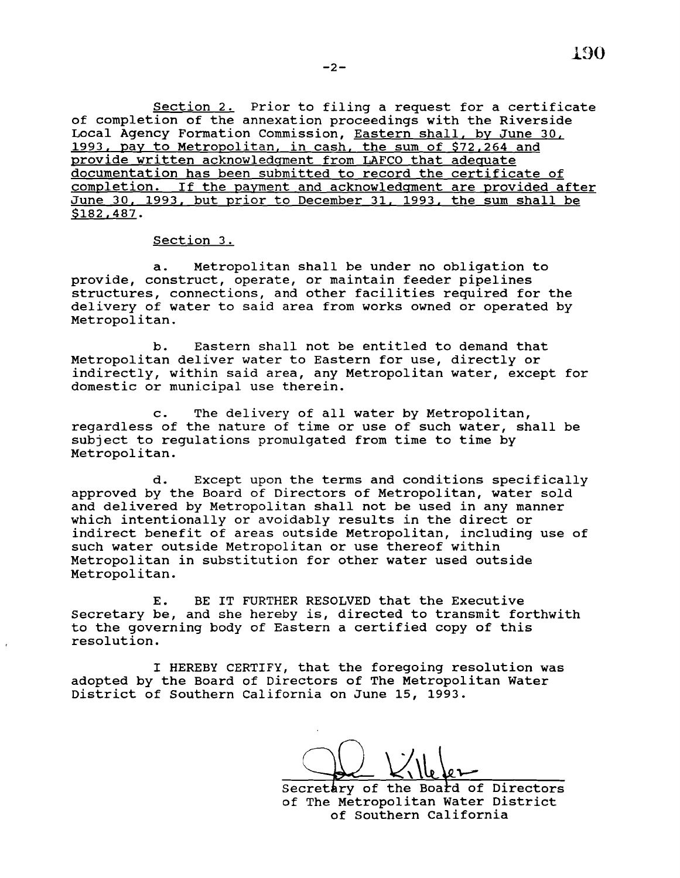Section 2. Prior to filing a request for a certificate of completion of the annexation proceedings with the Riverside Local Agency Formation Commission, Eastern shall, by June 30, 1993, pay to Metropolitan, in cash, the sum of $72,264 and provide written acknowledgment from LAFCO that adequate documentation has been submitted to record the certificate of completion. If the payment and acknowledgment are provided after June 30, 1993, but prior to December 31, 1993, the sum shall be $182,487.

Section 3.

a. Metropolitan shall be under no obligation to provide, construct, operate, or maintain feeder pipelines structures, connections, and other facilities required for the delivery of water to said area from works owned or operated by Metropolitan.

b. Eastern shall not be entitled to demand that Metropolitan deliver water to Eastern for use, directly or indirectly, within said area, any Metropolitan water, except for domestic or municipal use therein.

c. The delivery of all water by Metropolitan, regardless of the nature of time or use of such water, shall be subject to regulations promulgated from time to time by Metropolitan.

d. Except upon the terms and conditions specifically approved by the Board of Directors of Metropolitan, water sold and delivered by Metropolitan shall not be used in any manner which intentionally or avoidably results in the direct or indirect benefit of areas outside Metropolitan, including use of such water outside Metropolitan or use thereof within Metropolitan in substitution for other water used outside Metropolitan.

E. BE IT FURTHER RESOLVED that the Executive Secretary be, and she hereby is, directed to transmit forthwith to the governing body of Eastern a certified copy of this resolution.

I HEREBY CERTIFY, that the foregoing resolution was adopted by the Board of Directors of The Metropolitan Water District of Southern California on June 15, 1993.

Secretary of the Board of Directors
of The Metropolitan Water District
of Southern California